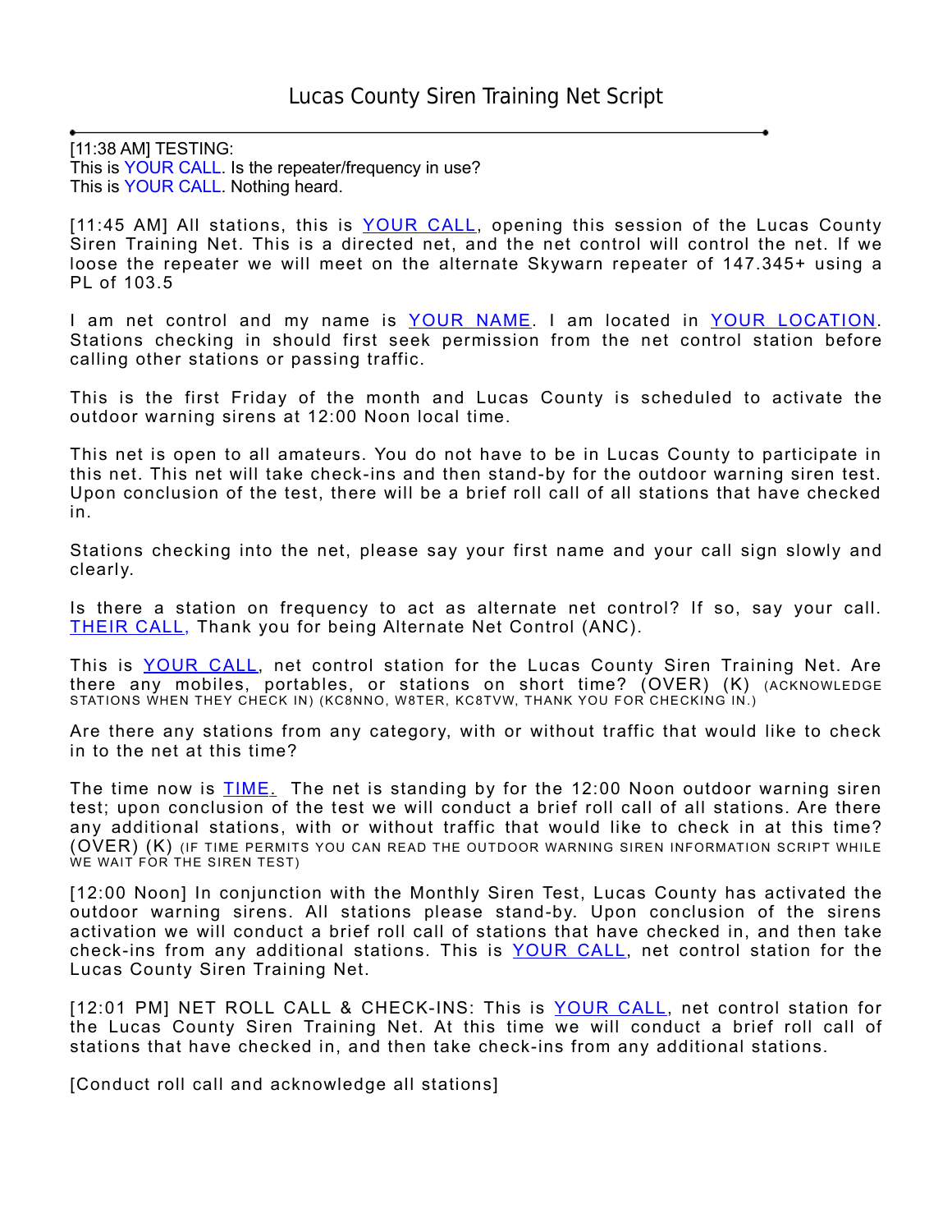# Lucas County Siren Training Net Script

---

[11:38 AM] TESTING:
This is YOUR CALL. Is the repeater/frequency in use?
This is YOUR CALL. Nothing heard.

[11:45 AM] All stations, this is YOUR CALL, opening this session of the Lucas County Siren Training Net. This is a directed net, and the net control will control the net. If we loose the repeater we will meet on the alternate Skywarn repeater of 147.345+ using a PL of 103.5

I am net control and my name is YOUR NAME. I am located in YOUR LOCATION. Stations checking in should first seek permission from the net control station before calling other stations or passing traffic.

This is the first Friday of the month and Lucas County is scheduled to activate the outdoor warning sirens at 12:00 Noon local time.

This net is open to all amateurs. You do not have to be in Lucas County to participate in this net. This net will take check-ins and then stand-by for the outdoor warning siren test. Upon conclusion of the test, there will be a brief roll call of all stations that have checked in.

Stations checking into the net, please say your first name and your call sign slowly and clearly.

Is there a station on frequency to act as alternate net control? If so, say your call. THEIR CALL, Thank you for being Alternate Net Control (ANC).

This is YOUR CALL, net control station for the Lucas County Siren Training Net. Are there any mobiles, portables, or stations on short time? (OVER) (K) (ACKNOWLEDGE STATIONS WHEN THEY CHECK IN) (KC8NNO, W8TER, KC8TVW, THANK YOU FOR CHECKING IN.)

Are there any stations from any category, with or without traffic that would like to check in to the net at this time?

The time now is TIME. The net is standing by for the 12:00 Noon outdoor warning siren test; upon conclusion of the test we will conduct a brief roll call of all stations. Are there any additional stations, with or without traffic that would like to check in at this time? (OVER) (K) (IF TIME PERMITS YOU CAN READ THE OUTDOOR WARNING SIREN INFORMATION SCRIPT WHILE WE WAIT FOR THE SIREN TEST)

[12:00 Noon] In conjunction with the Monthly Siren Test, Lucas County has activated the outdoor warning sirens. All stations please stand-by. Upon conclusion of the sirens activation we will conduct a brief roll call of stations that have checked in, and then take check-ins from any additional stations. This is YOUR CALL, net control station for the Lucas County Siren Training Net.

[12:01 PM] NET ROLL CALL & CHECK-INS: This is YOUR CALL, net control station for the Lucas County Siren Training Net. At this time we will conduct a brief roll call of stations that have checked in, and then take check-ins from any additional stations.

[Conduct roll call and acknowledge all stations]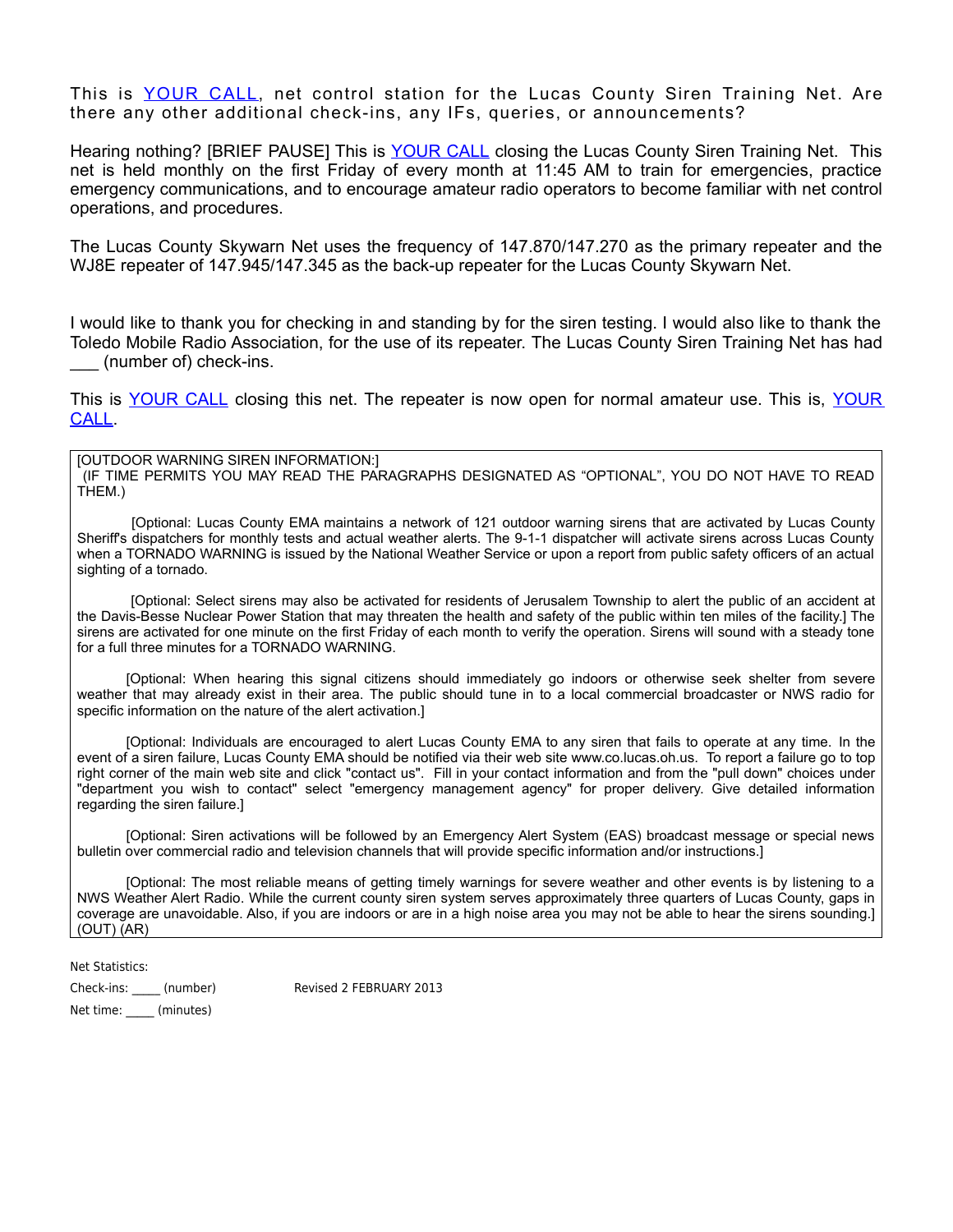This is YOUR CALL, net control station for the Lucas County Siren Training Net. Are there any other additional check-ins, any IFs, queries, or announcements?

Hearing nothing? [BRIEF PAUSE] This is YOUR CALL closing the Lucas County Siren Training Net. This net is held monthly on the first Friday of every month at 11:45 AM to train for emergencies, practice emergency communications, and to encourage amateur radio operators to become familiar with net control operations, and procedures.

The Lucas County Skywarn Net uses the frequency of 147.870/147.270 as the primary repeater and the WJ8E repeater of 147.945/147.345 as the back-up repeater for the Lucas County Skywarn Net.

I would like to thank you for checking in and standing by for the siren testing. I would also like to thank the Toledo Mobile Radio Association, for the use of its repeater. The Lucas County Siren Training Net has had ___ (number of) check-ins.

This is YOUR CALL closing this net. The repeater is now open for normal amateur use. This is, YOUR CALL.

[OUTDOOR WARNING SIREN INFORMATION:]
(IF TIME PERMITS YOU MAY READ THE PARAGRAPHS DESIGNATED AS "OPTIONAL", YOU DO NOT HAVE TO READ THEM.)

[Optional: Lucas County EMA maintains a network of 121 outdoor warning sirens that are activated by Lucas County Sheriff's dispatchers for monthly tests and actual weather alerts. The 9-1-1 dispatcher will activate sirens across Lucas County when a TORNADO WARNING is issued by the National Weather Service or upon a report from public safety officers of an actual sighting of a tornado.

[Optional: Select sirens may also be activated for residents of Jerusalem Township to alert the public of an accident at the Davis-Besse Nuclear Power Station that may threaten the health and safety of the public within ten miles of the facility.] The sirens are activated for one minute on the first Friday of each month to verify the operation. Sirens will sound with a steady tone for a full three minutes for a TORNADO WARNING.

[Optional: When hearing this signal citizens should immediately go indoors or otherwise seek shelter from severe weather that may already exist in their area. The public should tune in to a local commercial broadcaster or NWS radio for specific information on the nature of the alert activation.]

[Optional: Individuals are encouraged to alert Lucas County EMA to any siren that fails to operate at any time. In the event of a siren failure, Lucas County EMA should be notified via their web site www.co.lucas.oh.us. To report a failure go to top right corner of the main web site and click "contact us". Fill in your contact information and from the "pull down" choices under "department you wish to contact" select "emergency management agency" for proper delivery. Give detailed information regarding the siren failure.]

[Optional: Siren activations will be followed by an Emergency Alert System (EAS) broadcast message or special news bulletin over commercial radio and television channels that will provide specific information and/or instructions.]

[Optional: The most reliable means of getting timely warnings for severe weather and other events is by listening to a NWS Weather Alert Radio. While the current county siren system serves approximately three quarters of Lucas County, gaps in coverage are unavoidable. Also, if you are indoors or are in a high noise area you may not be able to hear the sirens sounding.]
(OUT) (AR)

Net Statistics:

Check-ins: _____ (number)

Net time: _____ (minutes)

Revised 2 FEBRUARY 2013